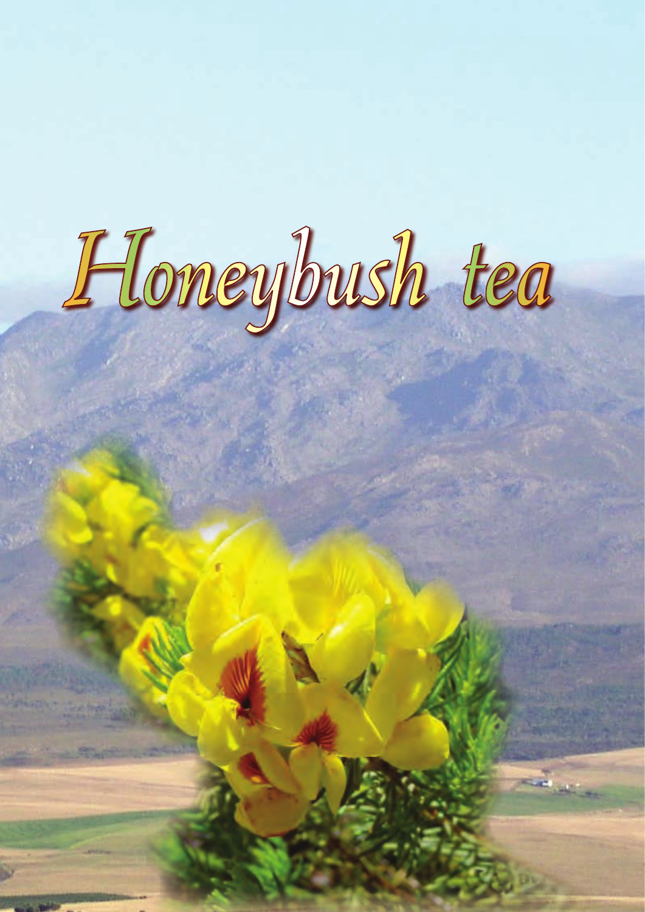# Honeybush tea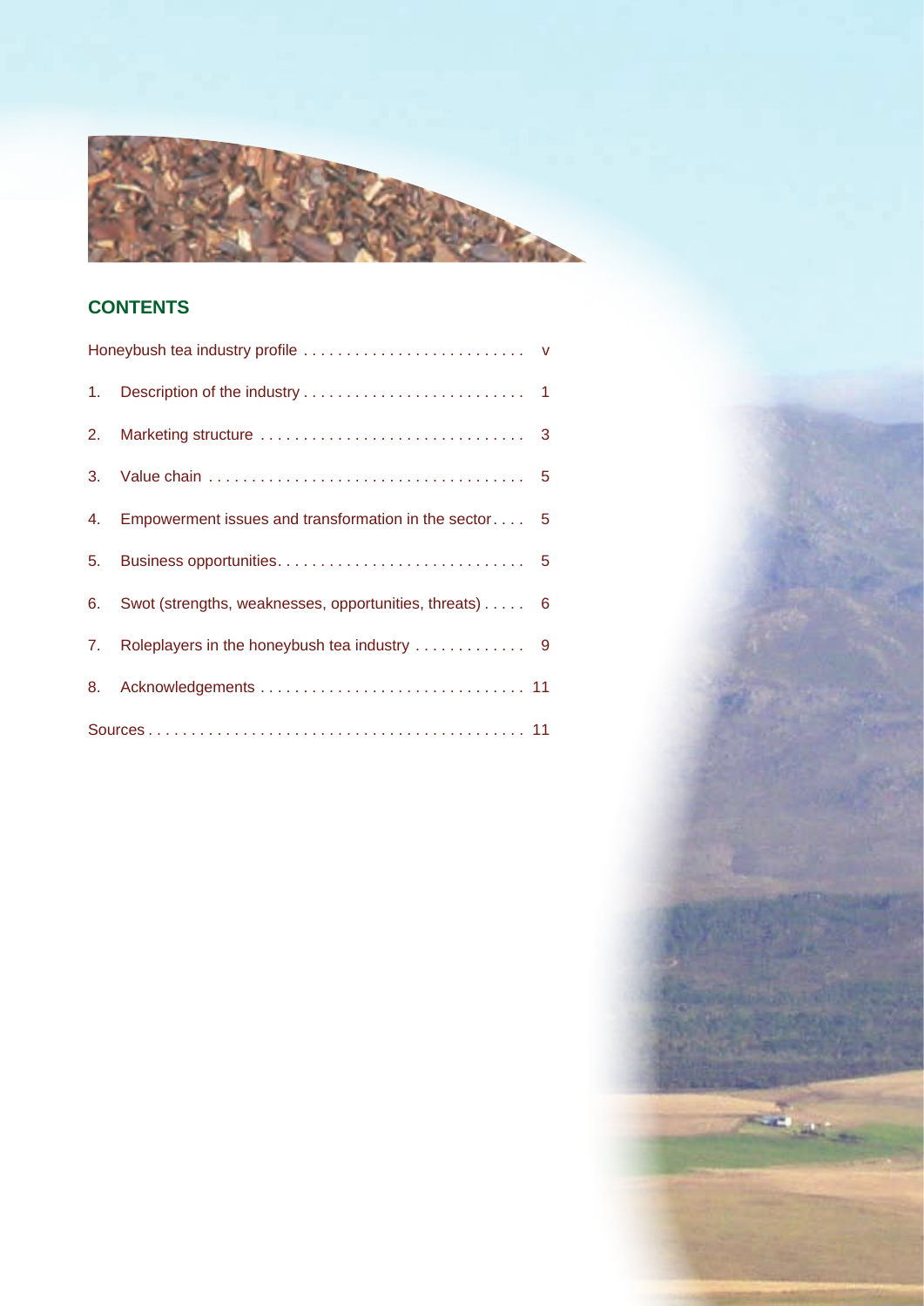## CONTENTS

Honeybush tea industry profile . . . . . . . . . . . . . . . . . . . . . . . . . . v

1. Description of the industry . . . . . . . . . . . . . . . . . . . . . . . . . . 1
2. Marketing structure . . . . . . . . . . . . . . . . . . . . . . . . . . . . . . . 3
3. Value chain . . . . . . . . . . . . . . . . . . . . . . . . . . . . . . . . . . . . . 5
4. Empowerment issues and transformation in the sector . . . . 5
5. Business opportunities. . . . . . . . . . . . . . . . . . . . . . . . . . . . . 5
6. Swot (strengths, weaknesses, opportunities, threats) . . . . . 6
7. Roleplayers in the honeybush tea industry . . . . . . . . . . . . . 9
8. Acknowledgements . . . . . . . . . . . . . . . . . . . . . . . . . . . . . . . 11

Sources . . . . . . . . . . . . . . . . . . . . . . . . . . . . . . . . . . . . . . . . . . . 11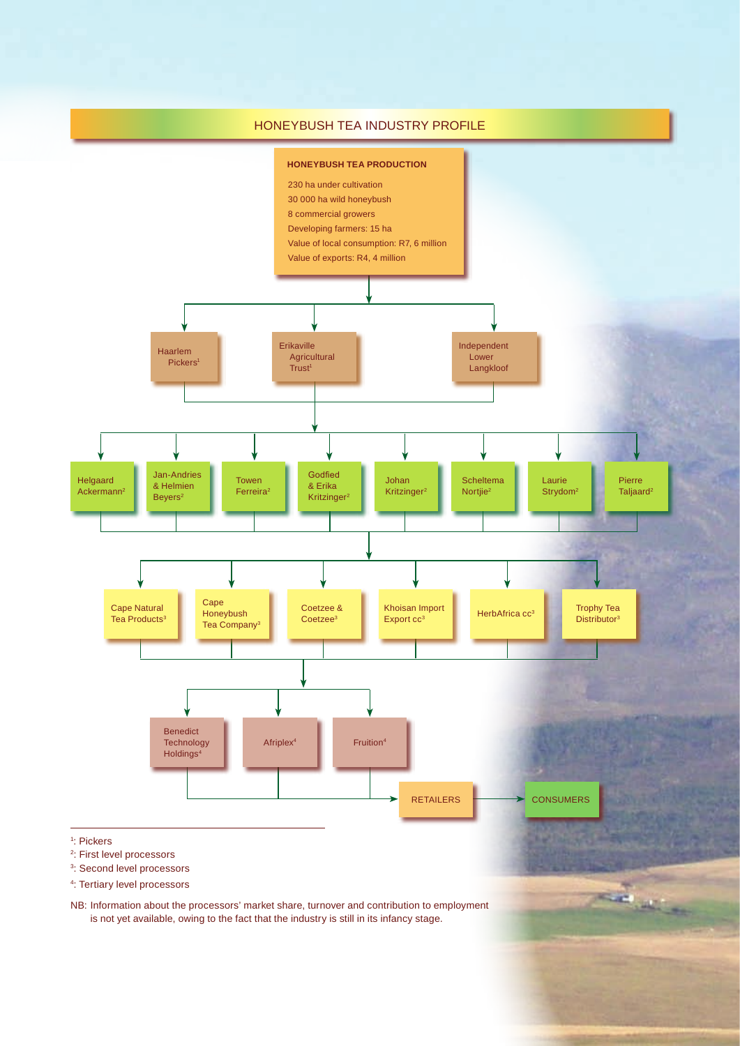## HONEYBUSH TEA INDUSTRY PROFILE

**HONEYBUSH TEA PRODUCTION**

- 230 ha under cultivation
- 30 000 ha wild honeybush
- 8 commercial growers
- Developing farmers: 15 ha
- Value of local consumption: R7, 6 million
- Value of exports: R4, 4 million

**Pickers:**
- Haarlem Pickers[1]
- Erikaville Agricultural Trust[1]
- Independent Lower Langkloof

**First level processors:**
- Helgaard Ackermann[2]
- Jan-Andries & Helmien Beyers[2]
- Towen Ferreira[2]
- Godfied & Erika Kritzinger[2]
- Johan Kritzinger[2]
- Scheltema Nortjie[2]
- Laurie Strydom[2]
- Pierre Taljaard[2]

**Second level processors:**
- Cape Natural Tea Products[3]
- Cape Honeybush Tea Company[3]
- Coetzee & Coetzee[3]
- Khoisan Import Export cc[3]
- HerbAfrica cc[3]
- Trophy Tea Distributor[3]

**Tertiary level processors:**
- Benedict Technology Holdings[4]
- Afriplex[4]
- Fruition[4]

→ RETAILERS → CONSUMERS

---

[1]: Pickers
[2]: First level processors
[3]: Second level processors
[4]: Tertiary level processors

NB: Information about the processors' market share, turnover and contribution to employment is not yet available, owing to the fact that the industry is still in its infancy stage.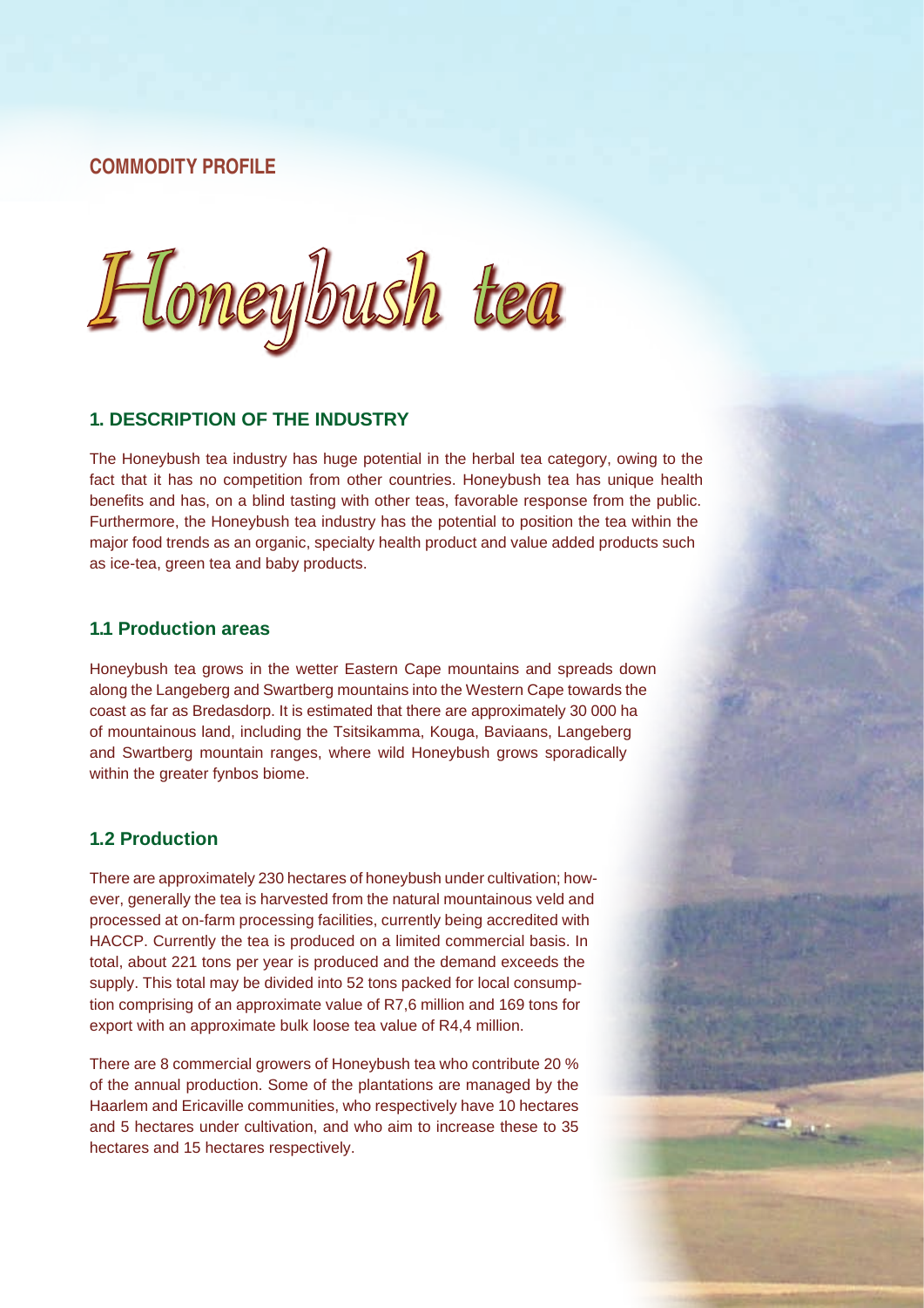**COMMODITY PROFILE**

# *Honeybush tea*

## 1. DESCRIPTION OF THE INDUSTRY

The Honeybush tea industry has huge potential in the herbal tea category, owing to the fact that it has no competition from other countries. Honeybush tea has unique health benefits and has, on a blind tasting with other teas, favorable response from the public. Furthermore, the Honeybush tea industry has the potential to position the tea within the major food trends as an organic, specialty health product and value added products such as ice-tea, green tea and baby products.

### 1.1 Production areas

Honeybush tea grows in the wetter Eastern Cape mountains and spreads down along the Langeberg and Swartberg mountains into the Western Cape towards the coast as far as Bredasdorp. It is estimated that there are approximately 30 000 ha of mountainous land, including the Tsitsikamma, Kouga, Baviaans, Langeberg and Swartberg mountain ranges, where wild Honeybush grows sporadically within the greater fynbos biome.

### 1.2 Production

There are approximately 230 hectares of honeybush under cultivation; however, generally the tea is harvested from the natural mountainous veld and processed at on-farm processing facilities, currently being accredited with HACCP. Currently the tea is produced on a limited commercial basis. In total, about 221 tons per year is produced and the demand exceeds the supply. This total may be divided into 52 tons packed for local consumption comprising of an approximate value of R7,6 million and 169 tons for export with an approximate bulk loose tea value of R4,4 million.

There are 8 commercial growers of Honeybush tea who contribute 20 % of the annual production. Some of the plantations are managed by the Haarlem and Ericaville communities, who respectively have 10 hectares and 5 hectares under cultivation, and who aim to increase these to 35 hectares and 15 hectares respectively.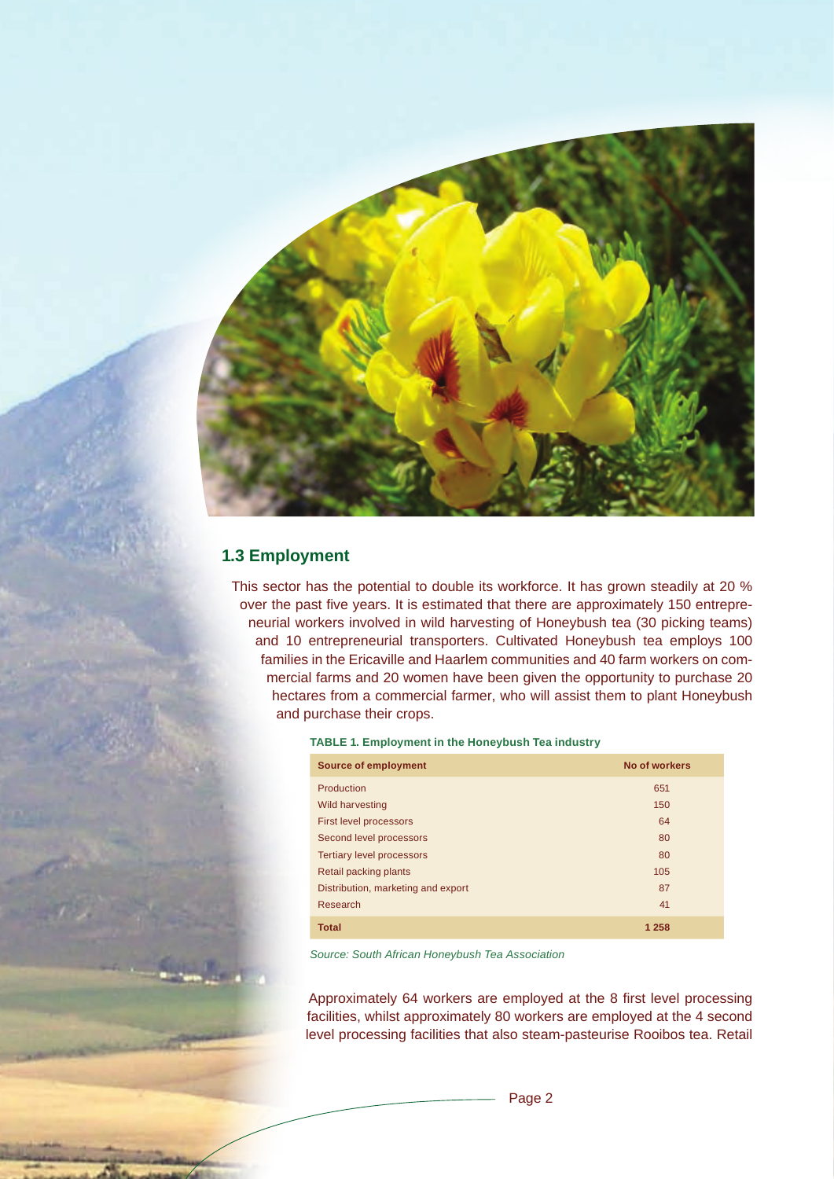## 1.3 Employment

This sector has the potential to double its workforce. It has grown steadily at 20 % over the past five years. It is estimated that there are approximately 150 entrepreneurial workers involved in wild harvesting of Honeybush tea (30 picking teams) and 10 entrepreneurial transporters. Cultivated Honeybush tea employs 100 families in the Ericaville and Haarlem communities and 40 farm workers on commercial farms and 20 women have been given the opportunity to purchase 20 hectares from a commercial farmer, who will assist them to plant Honeybush and purchase their crops.

**TABLE 1. Employment in the Honeybush Tea industry**

| Source of employment | No of workers |
|---|---|
| Production | 651 |
| Wild harvesting | 150 |
| First level processors | 64 |
| Second level processors | 80 |
| Tertiary level processors | 80 |
| Retail packing plants | 105 |
| Distribution, marketing and export | 87 |
| Research | 41 |
| **Total** | **1 258** |

*Source: South African Honeybush Tea Association*

Approximately 64 workers are employed at the 8 first level processing facilities, whilst approximately 80 workers are employed at the 4 second level processing facilities that also steam-pasteurise Rooibos tea. Retail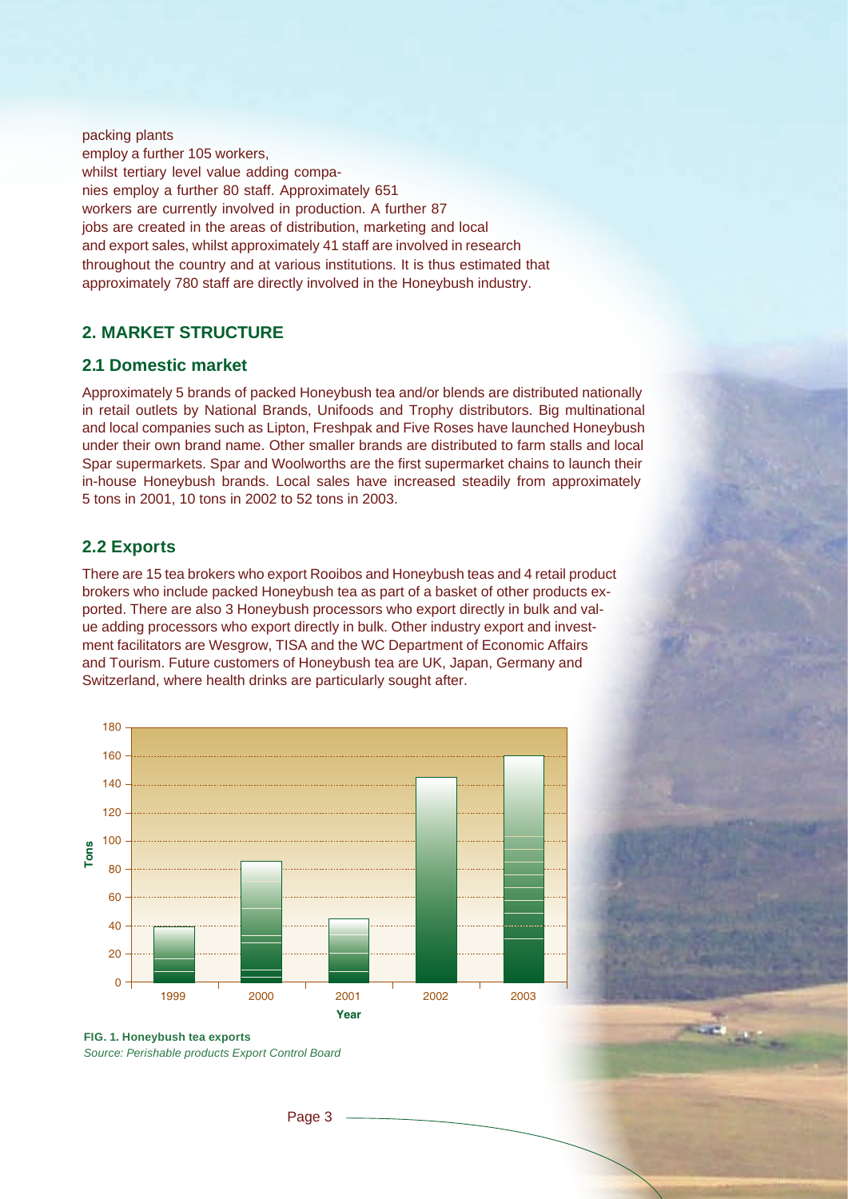packing plants employ a further 105 workers, whilst tertiary level value adding companies employ a further 80 staff. Approximately 651 workers are currently involved in production. A further 87 jobs are created in the areas of distribution, marketing and local and export sales, whilst approximately 41 staff are involved in research throughout the country and at various institutions. It is thus estimated that approximately 780 staff are directly involved in the Honeybush industry.

## 2. MARKET STRUCTURE

### 2.1 Domestic market

Approximately 5 brands of packed Honeybush tea and/or blends are distributed nationally in retail outlets by National Brands, Unifoods and Trophy distributors. Big multinational and local companies such as Lipton, Freshpak and Five Roses have launched Honeybush under their own brand name. Other smaller brands are distributed to farm stalls and local Spar supermarkets. Spar and Woolworths are the first supermarket chains to launch their in-house Honeybush brands. Local sales have increased steadily from approximately 5 tons in 2001, 10 tons in 2002 to 52 tons in 2003.

### 2.2 Exports

There are 15 tea brokers who export Rooibos and Honeybush teas and 4 retail product brokers who include packed Honeybush tea as part of a basket of other products exported. There are also 3 Honeybush processors who export directly in bulk and value adding processors who export directly in bulk. Other industry export and investment facilitators are Wesgrow, TISA and the WC Department of Economic Affairs and Tourism. Future customers of Honeybush tea are UK, Japan, Germany and Switzerland, where health drinks are particularly sought after.

**FIG. 1. Honeybush tea exports**

*Source: Perishable products Export Control Board*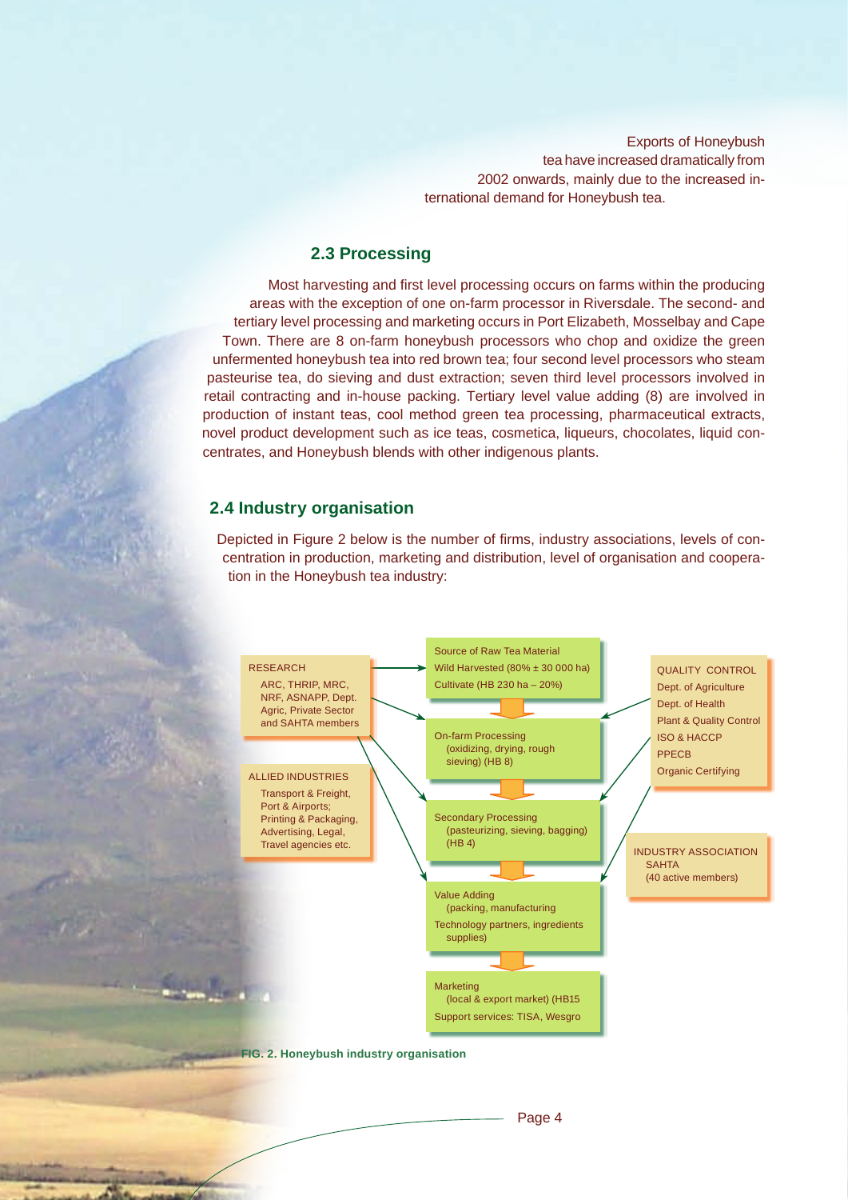Exports of Honeybush tea have increased dramatically from 2002 onwards, mainly due to the increased international demand for Honeybush tea.

## 2.3 Processing

Most harvesting and first level processing occurs on farms within the producing areas with the exception of one on-farm processor in Riversdale. The second- and tertiary level processing and marketing occurs in Port Elizabeth, Mosselbay and Cape Town. There are 8 on-farm honeybush processors who chop and oxidize the green unfermented honeybush tea into red brown tea; four second level processors who steam pasteurise tea, do sieving and dust extraction; seven third level processors involved in retail contracting and in-house packing. Tertiary level value adding (8) are involved in production of instant teas, cool method green tea processing, pharmaceutical extracts, novel product development such as ice teas, cosmetica, liqueurs, chocolates, liquid concentrates, and Honeybush blends with other indigenous plants.

## 2.4 Industry organisation

Depicted in Figure 2 below is the number of firms, industry associations, levels of concentration in production, marketing and distribution, level of organisation and cooperation in the Honeybush tea industry:

RESEARCH
ARC, THRIP, MRC, NRF, ASNAPP, Dept. Agric, Private Sector and SAHTA members

ALLIED INDUSTRIES
Transport & Freight, Port & Airports; Printing & Packaging, Advertising, Legal, Travel agencies etc.

Source of Raw Tea Material
Wild Harvested (80% ± 30 000 ha)
Cultivate (HB 230 ha – 20%)

On-farm Processing
(oxidizing, drying, rough sieving) (HB 8)

Secondary Processing
(pasteurizing, sieving, bagging) (HB 4)

Value Adding
(packing, manufacturing
Technology partners, ingredients supplies)

Marketing
(local & export market) (HB15
Support services: TISA, Wesgro

QUALITY CONTROL
Dept. of Agriculture
Dept. of Health
Plant & Quality Control
ISO & HACCP
PPECB
Organic Certifying

INDUSTRY ASSOCIATION
SAHTA
(40 active members)

**FIG. 2. Honeybush industry organisation**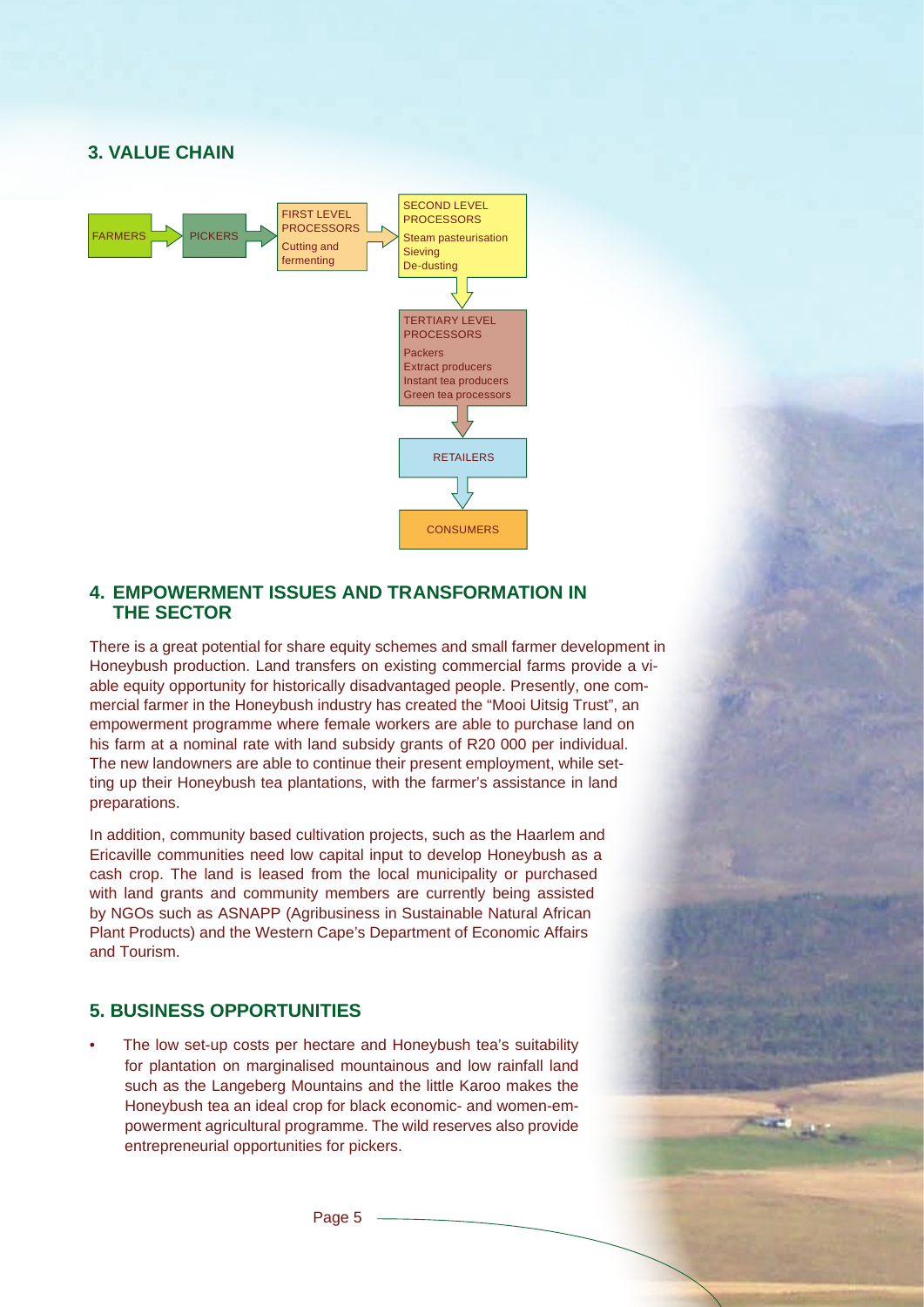## 3. VALUE CHAIN

FARMERS → PICKERS → FIRST LEVEL PROCESSORS (Cutting and fermenting) → SECOND LEVEL PROCESSORS (Steam pasteurisation, Sieving, De-dusting) → TERTIARY LEVEL PROCESSORS (Packers, Extract producers, Instant tea producers, Green tea processors) → RETAILERS → CONSUMERS

## 4. EMPOWERMENT ISSUES AND TRANSFORMATION IN THE SECTOR

There is a great potential for share equity schemes and small farmer development in Honeybush production. Land transfers on existing commercial farms provide a viable equity opportunity for historically disadvantaged people. Presently, one commercial farmer in the Honeybush industry has created the "Mooi Uitsig Trust", an empowerment programme where female workers are able to purchase land on his farm at a nominal rate with land subsidy grants of R20 000 per individual. The new landowners are able to continue their present employment, while setting up their Honeybush tea plantations, with the farmer's assistance in land preparations.

In addition, community based cultivation projects, such as the Haarlem and Ericaville communities need low capital input to develop Honeybush as a cash crop. The land is leased from the local municipality or purchased with land grants and community members are currently being assisted by NGOs such as ASNAPP (Agribusiness in Sustainable Natural African Plant Products) and the Western Cape's Department of Economic Affairs and Tourism.

## 5. BUSINESS OPPORTUNITIES

- The low set-up costs per hectare and Honeybush tea's suitability for plantation on marginalised mountainous and low rainfall land such as the Langeberg Mountains and the little Karoo makes the Honeybush tea an ideal crop for black economic- and women-empowerment agricultural programme. The wild reserves also provide entrepreneurial opportunities for pickers.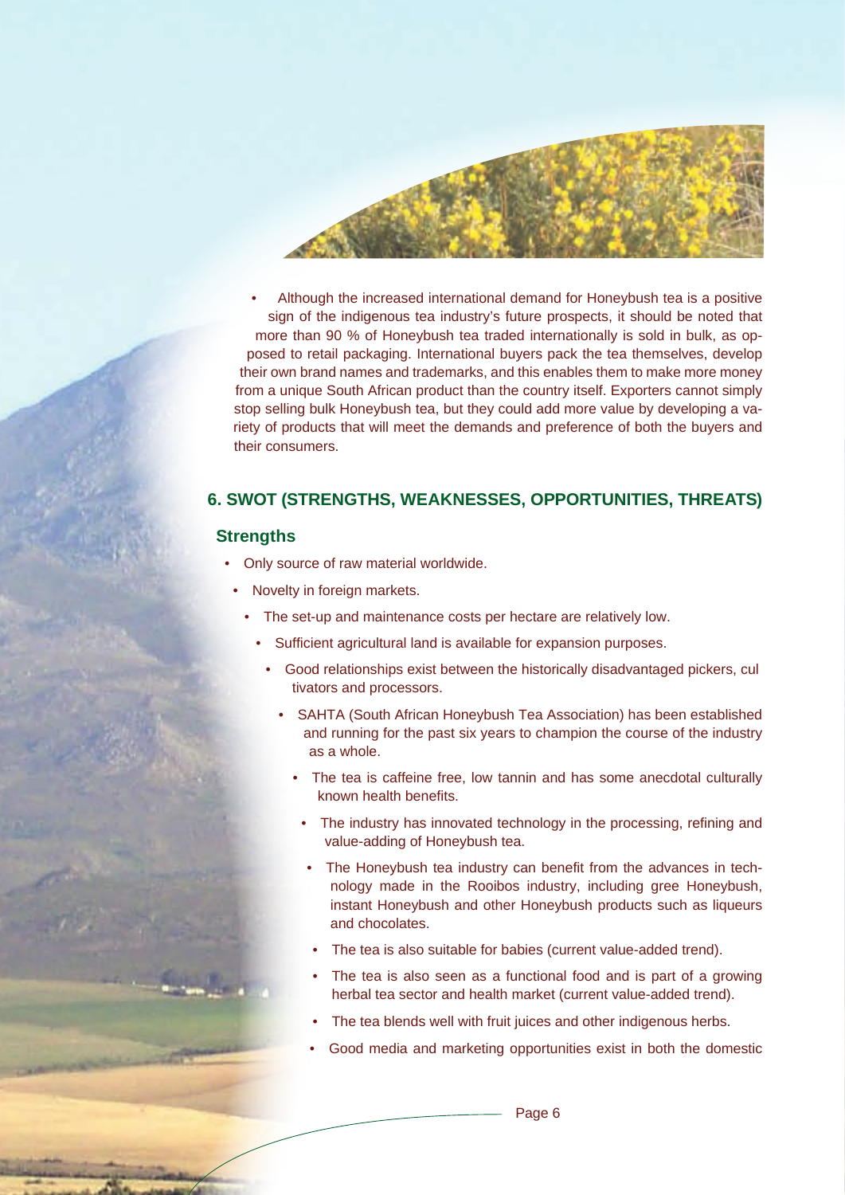- Although the increased international demand for Honeybush tea is a positive sign of the indigenous tea industry's future prospects, it should be noted that more than 90 % of Honeybush tea traded internationally is sold in bulk, as opposed to retail packaging. International buyers pack the tea themselves, develop their own brand names and trademarks, and this enables them to make more money from a unique South African product than the country itself. Exporters cannot simply stop selling bulk Honeybush tea, but they could add more value by developing a variety of products that will meet the demands and preference of both the buyers and their consumers.

## 6. SWOT (STRENGTHS, WEAKNESSES, OPPORTUNITIES, THREATS)

### Strengths

- Only source of raw material worldwide.
- Novelty in foreign markets.
- The set-up and maintenance costs per hectare are relatively low.
- Sufficient agricultural land is available for expansion purposes.
- Good relationships exist between the historically disadvantaged pickers, cul tivators and processors.
- SAHTA (South African Honeybush Tea Association) has been established and running for the past six years to champion the course of the industry as a whole.
- The tea is caffeine free, low tannin and has some anecdotal culturally known health benefits.
- The industry has innovated technology in the processing, refining and value-adding of Honeybush tea.
- The Honeybush tea industry can benefit from the advances in technology made in the Rooibos industry, including gree Honeybush, instant Honeybush and other Honeybush products such as liqueurs and chocolates.
- The tea is also suitable for babies (current value-added trend).
- The tea is also seen as a functional food and is part of a growing herbal tea sector and health market (current value-added trend).
- The tea blends well with fruit juices and other indigenous herbs.
- Good media and marketing opportunities exist in both the domestic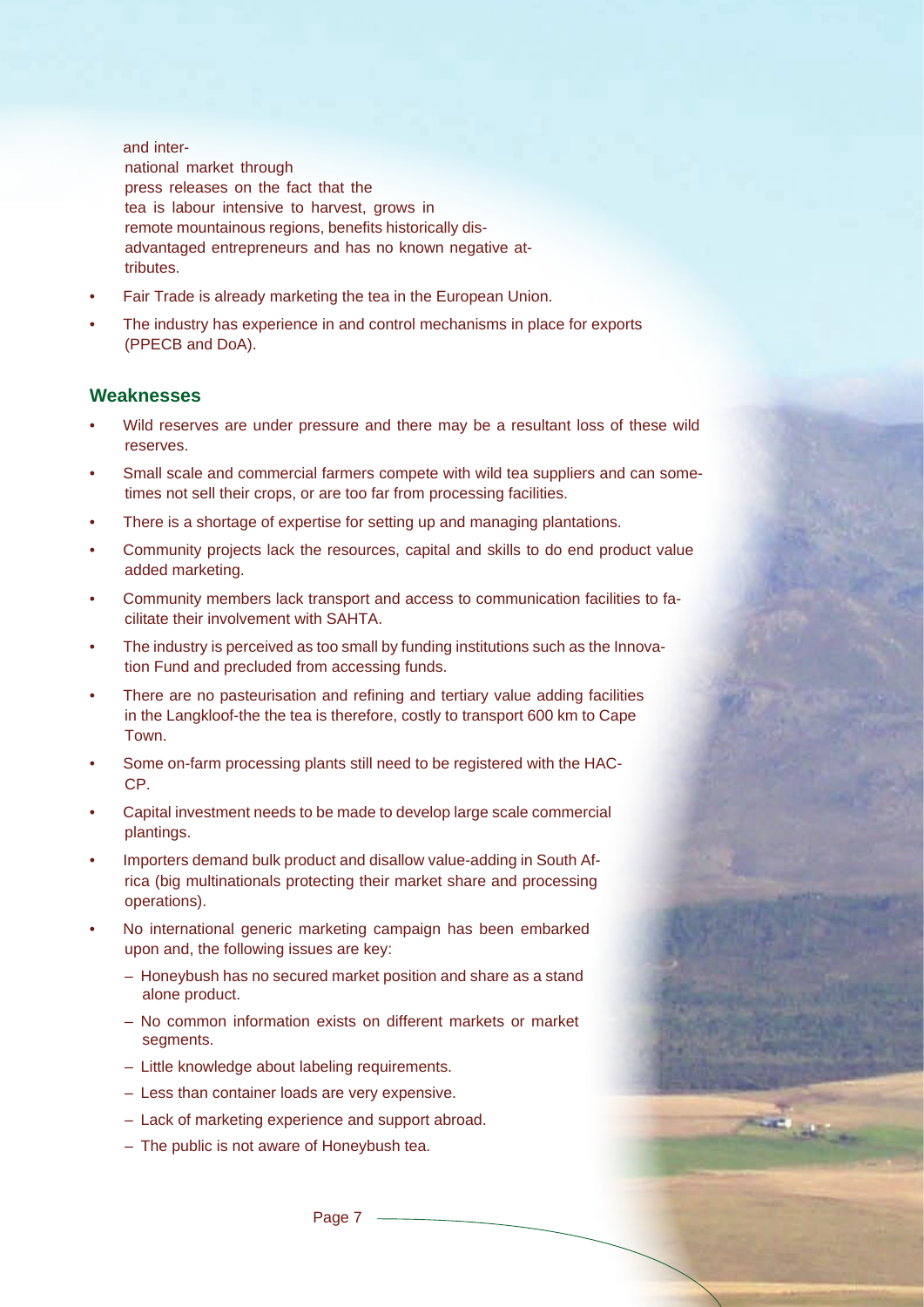and international market through press releases on the fact that the tea is labour intensive to harvest, grows in remote mountainous regions, benefits historically disadvantaged entrepreneurs and has no known negative attributes.

- Fair Trade is already marketing the tea in the European Union.
- The industry has experience in and control mechanisms in place for exports (PPECB and DoA).

## Weaknesses

- Wild reserves are under pressure and there may be a resultant loss of these wild reserves.
- Small scale and commercial farmers compete with wild tea suppliers and can sometimes not sell their crops, or are too far from processing facilities.
- There is a shortage of expertise for setting up and managing plantations.
- Community projects lack the resources, capital and skills to do end product value added marketing.
- Community members lack transport and access to communication facilities to facilitate their involvement with SAHTA.
- The industry is perceived as too small by funding institutions such as the Innovation Fund and precluded from accessing funds.
- There are no pasteurisation and refining and tertiary value adding facilities in the Langkloof-the the tea is therefore, costly to transport 600 km to Cape Town.
- Some on-farm processing plants still need to be registered with the HACCP.
- Capital investment needs to be made to develop large scale commercial plantings.
- Importers demand bulk product and disallow value-adding in South Africa (big multinationals protecting their market share and processing operations).
- No international generic marketing campaign has been embarked upon and, the following issues are key:
  - Honeybush has no secured market position and share as a stand alone product.
  - No common information exists on different markets or market segments.
  - Little knowledge about labeling requirements.
  - Less than container loads are very expensive.
  - Lack of marketing experience and support abroad.
  - The public is not aware of Honeybush tea.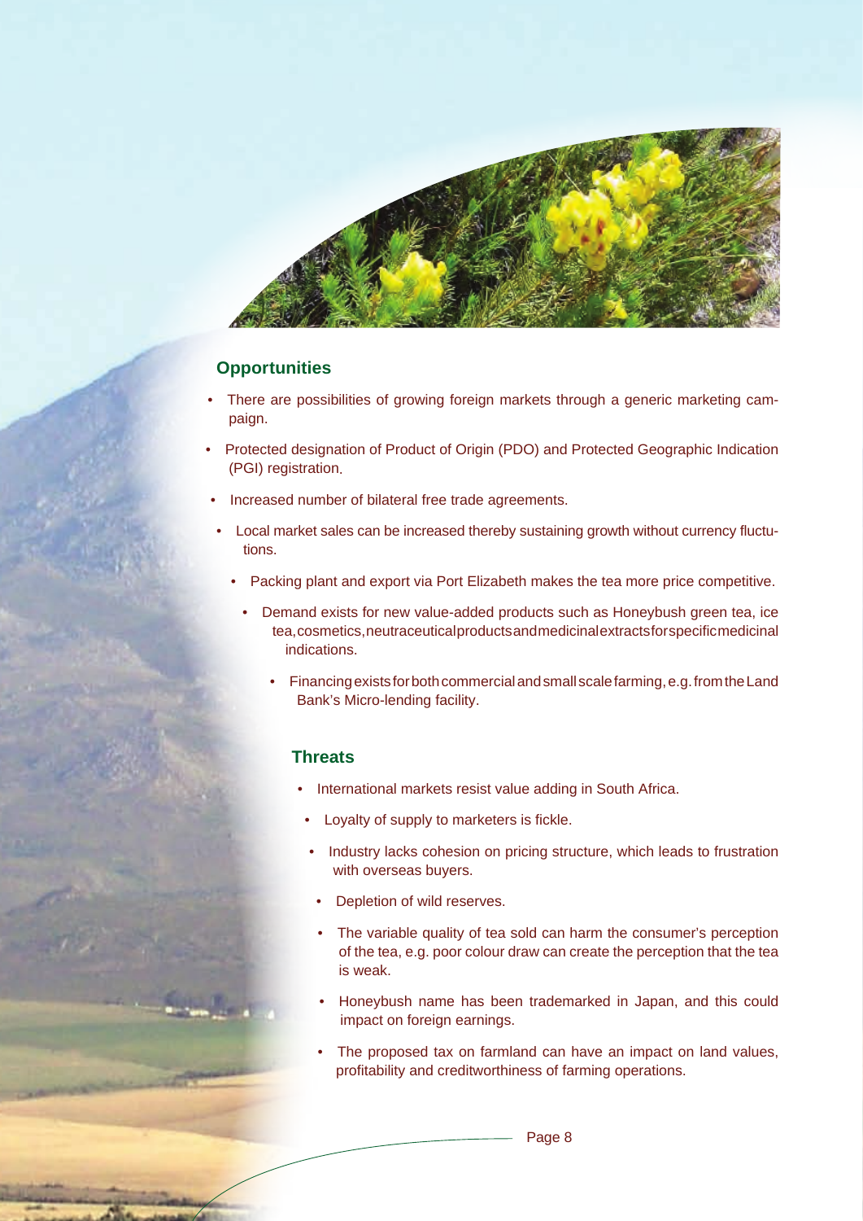## Opportunities

- There are possibilities of growing foreign markets through a generic marketing campaign.
- Protected designation of Product of Origin (PDO) and Protected Geographic Indication (PGI) registration.
- Increased number of bilateral free trade agreements.
- Local market sales can be increased thereby sustaining growth without currency fluctutions.
- Packing plant and export via Port Elizabeth makes the tea more price competitive.
- Demand exists for new value-added products such as Honeybush green tea, ice tea, cosmetics, neutraceutical products and medicinal extracts for specific medicinal indications.
- Financing exists for both commercial and small scale farming, e.g. from the Land Bank's Micro-lending facility.

## Threats

- International markets resist value adding in South Africa.
- Loyalty of supply to marketers is fickle.
- Industry lacks cohesion on pricing structure, which leads to frustration with overseas buyers.
- Depletion of wild reserves.
- The variable quality of tea sold can harm the consumer's perception of the tea, e.g. poor colour draw can create the perception that the tea is weak.
- Honeybush name has been trademarked in Japan, and this could impact on foreign earnings.
- The proposed tax on farmland can have an impact on land values, profitability and creditworthiness of farming operations.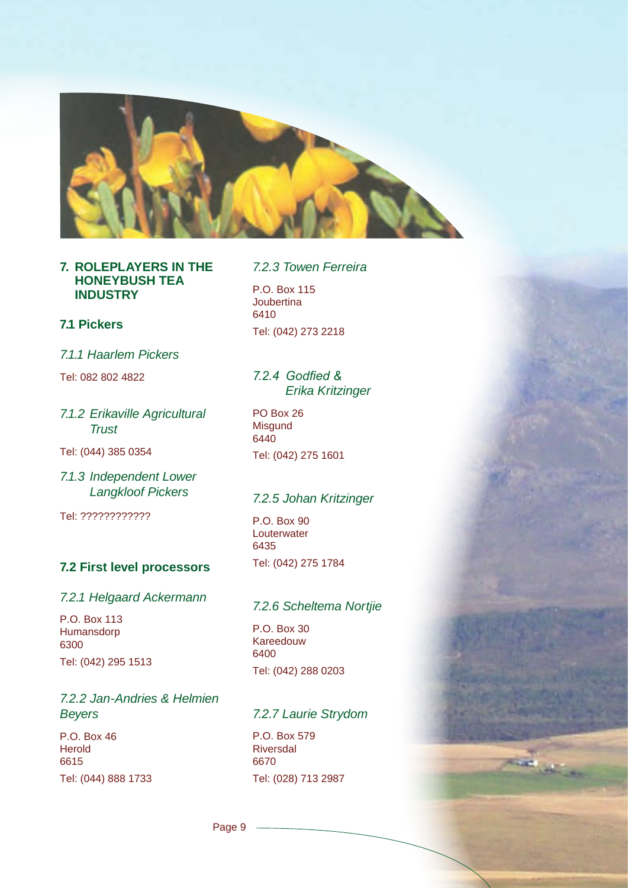## 7. ROLEPLAYERS IN THE HONEYBUSH TEA INDUSTRY

### 7.1 Pickers

*7.1.1 Haarlem Pickers*

Tel: 082 802 4822

*7.1.2 Erikaville Agricultural Trust*

Tel: (044) 385 0354

*7.1.3 Independent Lower Langkloof Pickers*

Tel: ????????????

### 7.2 First level processors

*7.2.1 Helgaard Ackermann*

P.O. Box 113
Humansdorp
6300

Tel: (042) 295 1513

*7.2.2 Jan-Andries & Helmien Beyers*

P.O. Box 46
Herold
6615

Tel: (044) 888 1733

*7.2.3 Towen Ferreira*

P.O. Box 115
Joubertina
6410

Tel: (042) 273 2218

*7.2.4 Godfied & Erika Kritzinger*

PO Box 26
Misgund
6440

Tel: (042) 275 1601

*7.2.5 Johan Kritzinger*

P.O. Box 90
Louterwater
6435

Tel: (042) 275 1784

*7.2.6 Scheltema Nortjie*

P.O. Box 30
Kareedouw
6400

Tel: (042) 288 0203

*7.2.7 Laurie Strydom*

P.O. Box 579
Riversdal
6670

Tel: (028) 713 2987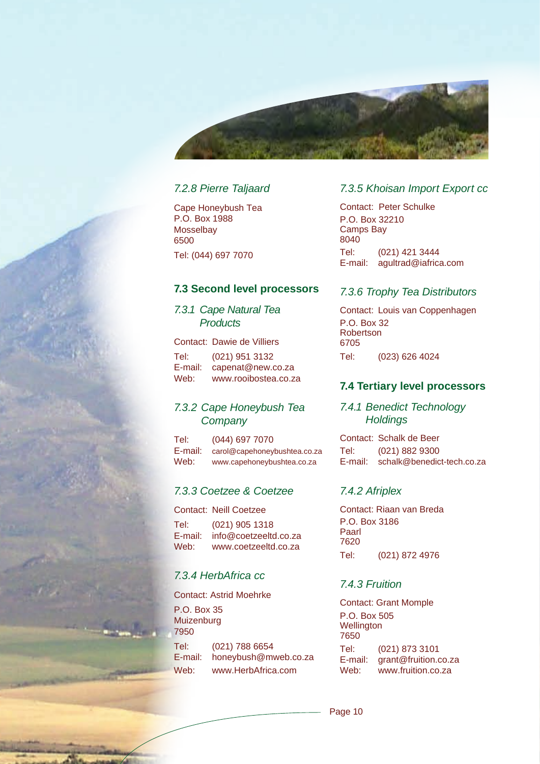### *7.2.8 Pierre Taljaard*

Cape Honeybush Tea
P.O. Box 1988
Mosselbay
6500

Tel: (044) 697 7070

## 7.3 Second level processors

### *7.3.1 Cape Natural Tea Products*

Contact: Dawie de Villiers

Tel: (021) 951 3132
E-mail: capenat@new.co.za
Web: www.rooibostea.co.za

### *7.3.2 Cape Honeybush Tea Company*

Tel: (044) 697 7070
E-mail: carol@capehoneybushtea.co.za
Web: www.capehoneybushtea.co.za

### *7.3.3 Coetzee & Coetzee*

Contact: Neill Coetzee

Tel: (021) 905 1318
E-mail: info@coetzeeltd.co.za
Web: www.coetzeeltd.co.za

### *7.3.4 HerbAfrica cc*

Contact: Astrid Moehrke

P.O. Box 35
Muizenburg
7950

Tel: (021) 788 6654
E-mail: honeybush@mweb.co.za
Web: www.HerbAfrica.com

### *7.3.5 Khoisan Import Export cc*

Contact: Peter Schulke

P.O. Box 32210
Camps Bay
8040

Tel: (021) 421 3444
E-mail: agultrad@iafrica.com

### *7.3.6 Trophy Tea Distributors*

Contact: Louis van Coppenhagen

P.O. Box 32
Robertson
6705

Tel: (023) 626 4024

## 7.4 Tertiary level processors

### *7.4.1 Benedict Technology Holdings*

Contact: Schalk de Beer

Tel: (021) 882 9300
E-mail: schalk@benedict-tech.co.za

### *7.4.2 Afriplex*

Contact: Riaan van Breda

P.O. Box 3186
Paarl
7620

Tel: (021) 872 4976

### *7.4.3 Fruition*

Contact: Grant Momple

P.O. Box 505
Wellington
7650

Tel: (021) 873 3101
E-mail: grant@fruition.co.za
Web: www.fruition.co.za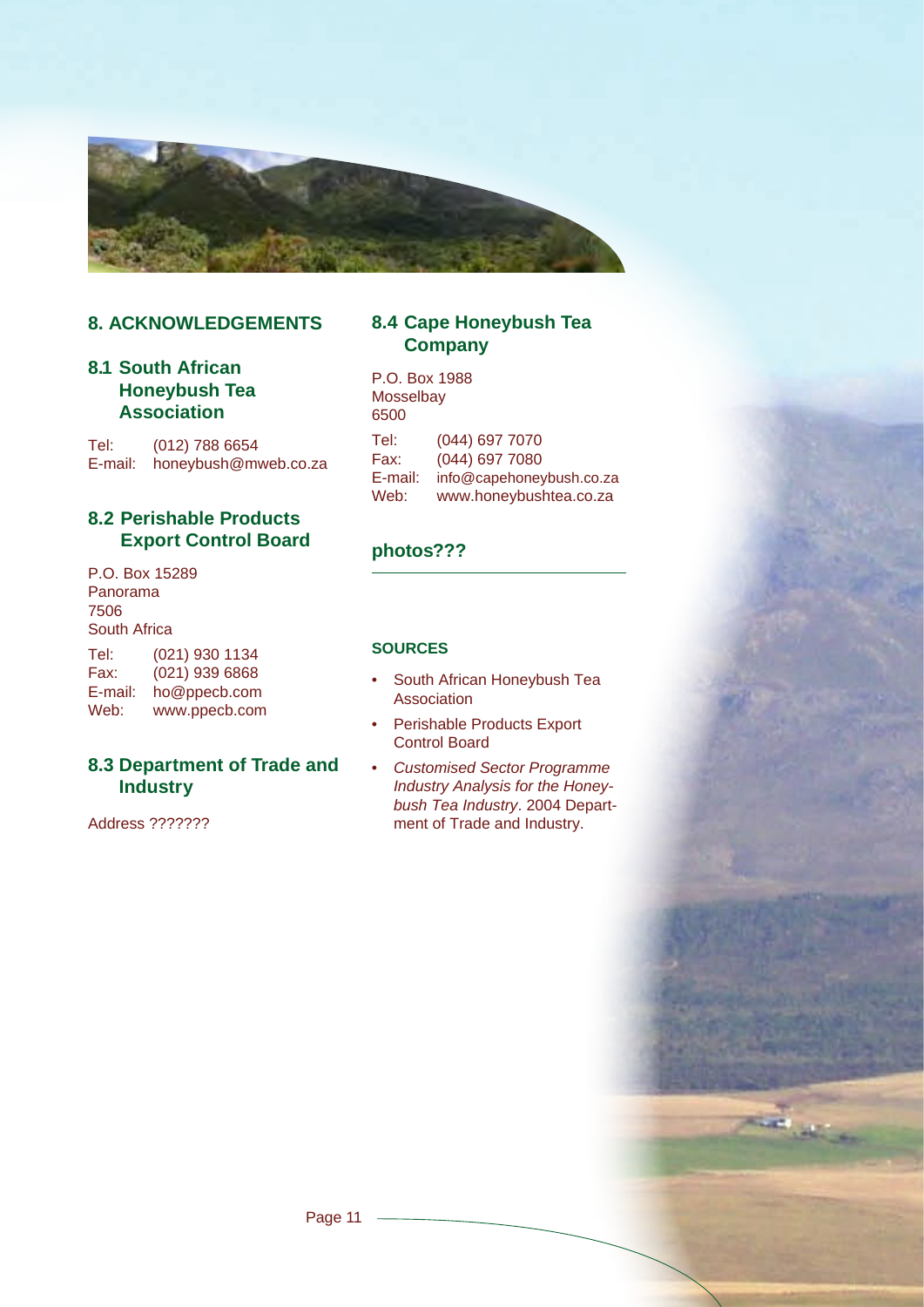## 8. ACKNOWLEDGEMENTS

### 8.1 South African Honeybush Tea Association

Tel: (012) 788 6654
E-mail: honeybush@mweb.co.za

### 8.2 Perishable Products Export Control Board

P.O. Box 15289
Panorama
7506
South Africa

Tel: (021) 930 1134
Fax: (021) 939 6868
E-mail: ho@ppecb.com
Web: www.ppecb.com

### 8.3 Department of Trade and Industry

Address ???????

### 8.4 Cape Honeybush Tea Company

P.O. Box 1988
Mosselbay
6500

Tel: (044) 697 7070
Fax: (044) 697 7080
E-mail: info@capehoneybush.co.za
Web: www.honeybushtea.co.za

### photos???

---

#### SOURCES

- South African Honeybush Tea Association
- Perishable Products Export Control Board
- *Customised Sector Programme Industry Analysis for the Honeybush Tea Industry*. 2004 Department of Trade and Industry.